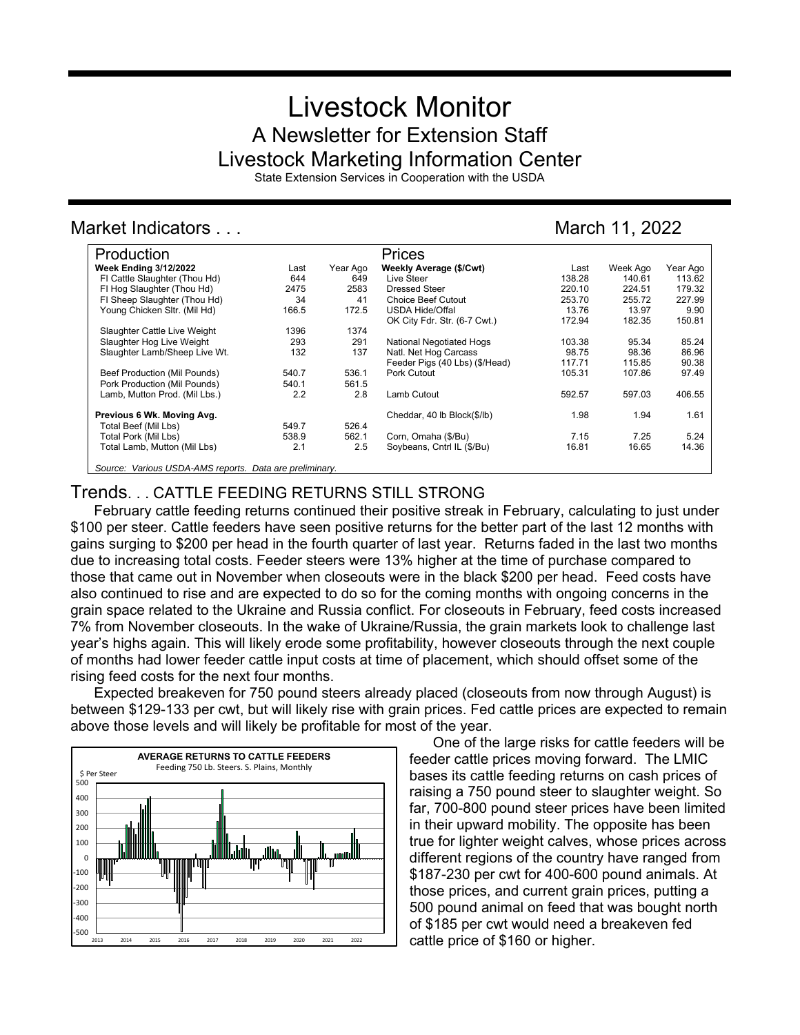# Livestock Monitor

## A Newsletter for Extension Staff

## Livestock Marketing Information Center

State Extension Services in Cooperation with the USDA

## Market Indicators . . .

March 11, 2022

| Production | Last | Year Ago | Prices | Last | Week Ago | Year Ago |
|---|---|---|---|---|---|---|
| **Week Ending 3/12/2022** | | | **Weekly Average ($/Cwt)** | | | |
| FI Cattle Slaughter (Thou Hd) | 644 | 649 | Live Steer | 138.28 | 140.61 | 113.62 |
| FI Hog Slaughter (Thou Hd) | 2475 | 2583 | Dressed Steer | 220.10 | 224.51 | 179.32 |
| FI Sheep Slaughter (Thou Hd) | 34 | 41 | Choice Beef Cutout | 253.70 | 255.72 | 227.99 |
| Young Chicken Sltr. (Mil Hd) | 166.5 | 172.5 | USDA Hide/Offal | 13.76 | 13.97 | 9.90 |
| | | | OK City Fdr. Str. (6-7 Cwt.) | 172.94 | 182.35 | 150.81 |
| Slaughter Cattle Live Weight | 1396 | 1374 | | | | |
| Slaughter Hog Live Weight | 293 | 291 | National Negotiated Hogs | 103.38 | 95.34 | 85.24 |
| Slaughter Lamb/Sheep Live Wt. | 132 | 137 | Natl. Net Hog Carcass | 98.75 | 98.36 | 86.96 |
| | | | Feeder Pigs (40 Lbs) ($/Head) | 117.71 | 115.85 | 90.38 |
| Beef Production (Mil Pounds) | 540.7 | 536.1 | Pork Cutout | 105.31 | 107.86 | 97.49 |
| Pork Production (Mil Pounds) | 540.1 | 561.5 | | | | |
| Lamb, Mutton Prod. (Mil Lbs.) | 2.2 | 2.8 | Lamb Cutout | 592.57 | 597.03 | 406.55 |
| **Previous 6 Wk. Moving Avg.** | | | Cheddar, 40 lb Block($/lb) | 1.98 | 1.94 | 1.61 |
| Total Beef (Mil Lbs) | 549.7 | 526.4 | | | | |
| Total Pork (Mil Lbs) | 538.9 | 562.1 | Corn, Omaha ($/Bu) | 7.15 | 7.25 | 5.24 |
| Total Lamb, Mutton (Mil Lbs) | 2.1 | 2.5 | Soybeans, Cntrl IL ($/Bu) | 16.81 | 16.65 | 14.36 |

*Source: Various USDA-AMS reports. Data are preliminary.*

## Trends. . . CATTLE FEEDING RETURNS STILL STRONG

February cattle feeding returns continued their positive streak in February, calculating to just under $100 per steer. Cattle feeders have seen positive returns for the better part of the last 12 months with gains surging to $200 per head in the fourth quarter of last year. Returns faded in the last two months due to increasing total costs. Feeder steers were 13% higher at the time of purchase compared to those that came out in November when closeouts were in the black $200 per head. Feed costs have also continued to rise and are expected to do so for the coming months with ongoing concerns in the grain space related to the Ukraine and Russia conflict. For closeouts in February, feed costs increased 7% from November closeouts. In the wake of Ukraine/Russia, the grain markets look to challenge last year's highs again. This will likely erode some profitability, however closeouts through the next couple of months had lower feeder cattle input costs at time of placement, which should offset some of the rising feed costs for the next four months.

Expected breakeven for 750 pound steers already placed (closeouts from now through August) is between $129-133 per cwt, but will likely rise with grain prices. Fed cattle prices are expected to remain above those levels and will likely be profitable for most of the year.

**AVERAGE RETURNS TO CATTLE FEEDERS**
Feeding 750 Lb. Steers. S. Plains, Monthly

One of the large risks for cattle feeders will be feeder cattle prices moving forward. The LMIC bases its cattle feeding returns on cash prices of raising a 750 pound steer to slaughter weight. So far, 700-800 pound steer prices have been limited in their upward mobility. The opposite has been true for lighter weight calves, whose prices across different regions of the country have ranged from $187-230 per cwt for 400-600 pound animals. At those prices, and current grain prices, putting a 500 pound animal on feed that was bought north of $185 per cwt would need a breakeven fed cattle price of $160 or higher.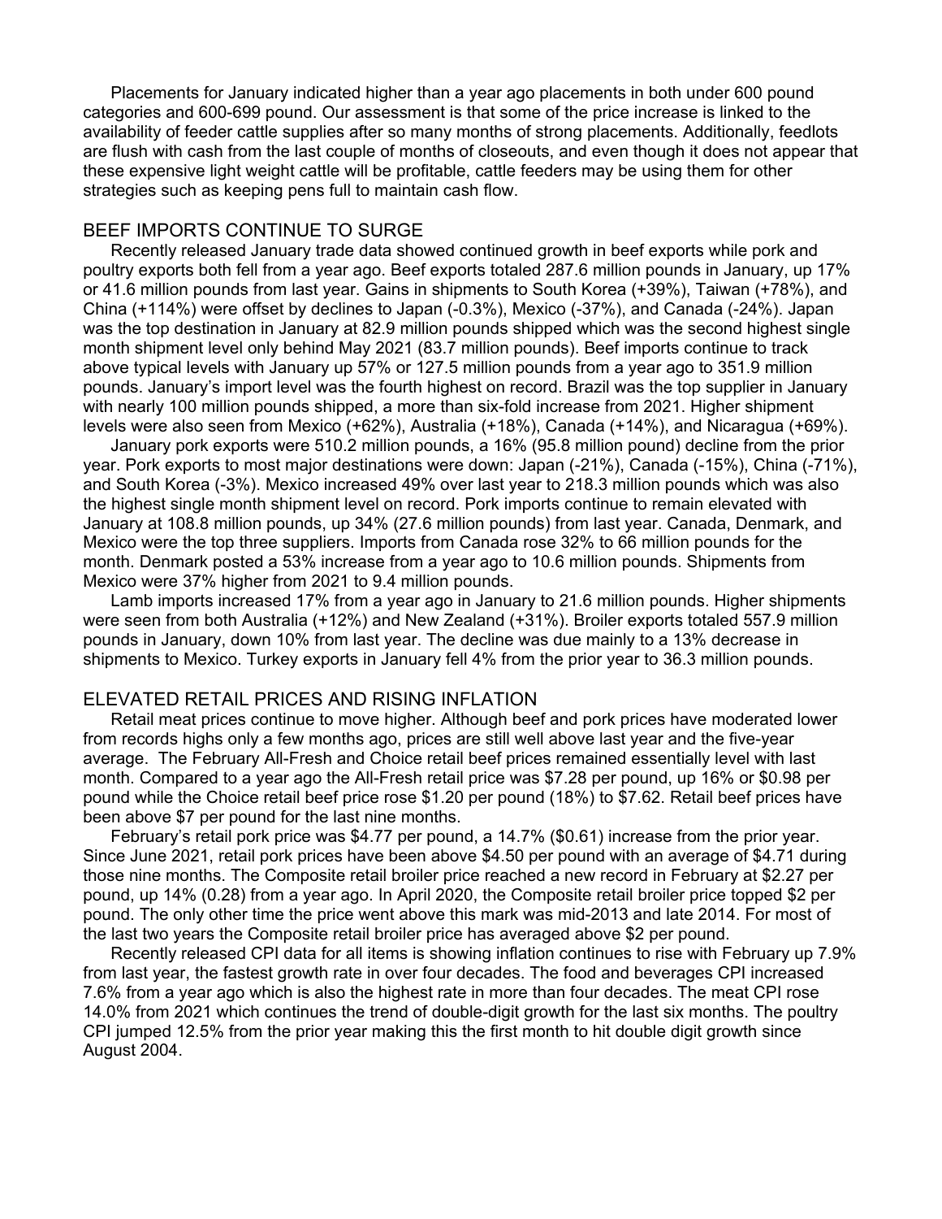Placements for January indicated higher than a year ago placements in both under 600 pound categories and 600-699 pound. Our assessment is that some of the price increase is linked to the availability of feeder cattle supplies after so many months of strong placements. Additionally, feedlots are flush with cash from the last couple of months of closeouts, and even though it does not appear that these expensive light weight cattle will be profitable, cattle feeders may be using them for other strategies such as keeping pens full to maintain cash flow.

## BEEF IMPORTS CONTINUE TO SURGE

Recently released January trade data showed continued growth in beef exports while pork and poultry exports both fell from a year ago. Beef exports totaled 287.6 million pounds in January, up 17% or 41.6 million pounds from last year. Gains in shipments to South Korea (+39%), Taiwan (+78%), and China (+114%) were offset by declines to Japan (-0.3%), Mexico (-37%), and Canada (-24%). Japan was the top destination in January at 82.9 million pounds shipped which was the second highest single month shipment level only behind May 2021 (83.7 million pounds). Beef imports continue to track above typical levels with January up 57% or 127.5 million pounds from a year ago to 351.9 million pounds. January's import level was the fourth highest on record. Brazil was the top supplier in January with nearly 100 million pounds shipped, a more than six-fold increase from 2021. Higher shipment levels were also seen from Mexico (+62%), Australia (+18%), Canada (+14%), and Nicaragua (+69%).

January pork exports were 510.2 million pounds, a 16% (95.8 million pound) decline from the prior year. Pork exports to most major destinations were down: Japan (-21%), Canada (-15%), China (-71%), and South Korea (-3%). Mexico increased 49% over last year to 218.3 million pounds which was also the highest single month shipment level on record. Pork imports continue to remain elevated with January at 108.8 million pounds, up 34% (27.6 million pounds) from last year. Canada, Denmark, and Mexico were the top three suppliers. Imports from Canada rose 32% to 66 million pounds for the month. Denmark posted a 53% increase from a year ago to 10.6 million pounds. Shipments from Mexico were 37% higher from 2021 to 9.4 million pounds.

Lamb imports increased 17% from a year ago in January to 21.6 million pounds. Higher shipments were seen from both Australia (+12%) and New Zealand (+31%). Broiler exports totaled 557.9 million pounds in January, down 10% from last year. The decline was due mainly to a 13% decrease in shipments to Mexico. Turkey exports in January fell 4% from the prior year to 36.3 million pounds.

## ELEVATED RETAIL PRICES AND RISING INFLATION

Retail meat prices continue to move higher. Although beef and pork prices have moderated lower from records highs only a few months ago, prices are still well above last year and the five-year average. The February All-Fresh and Choice retail beef prices remained essentially level with last month. Compared to a year ago the All-Fresh retail price was $7.28 per pound, up 16% or $0.98 per pound while the Choice retail beef price rose $1.20 per pound (18%) to $7.62. Retail beef prices have been above $7 per pound for the last nine months.

February's retail pork price was $4.77 per pound, a 14.7% ($0.61) increase from the prior year. Since June 2021, retail pork prices have been above $4.50 per pound with an average of $4.71 during those nine months. The Composite retail broiler price reached a new record in February at $2.27 per pound, up 14% (0.28) from a year ago. In April 2020, the Composite retail broiler price topped $2 per pound. The only other time the price went above this mark was mid-2013 and late 2014. For most of the last two years the Composite retail broiler price has averaged above $2 per pound.

Recently released CPI data for all items is showing inflation continues to rise with February up 7.9% from last year, the fastest growth rate in over four decades. The food and beverages CPI increased 7.6% from a year ago which is also the highest rate in more than four decades. The meat CPI rose 14.0% from 2021 which continues the trend of double-digit growth for the last six months. The poultry CPI jumped 12.5% from the prior year making this the first month to hit double digit growth since August 2004.